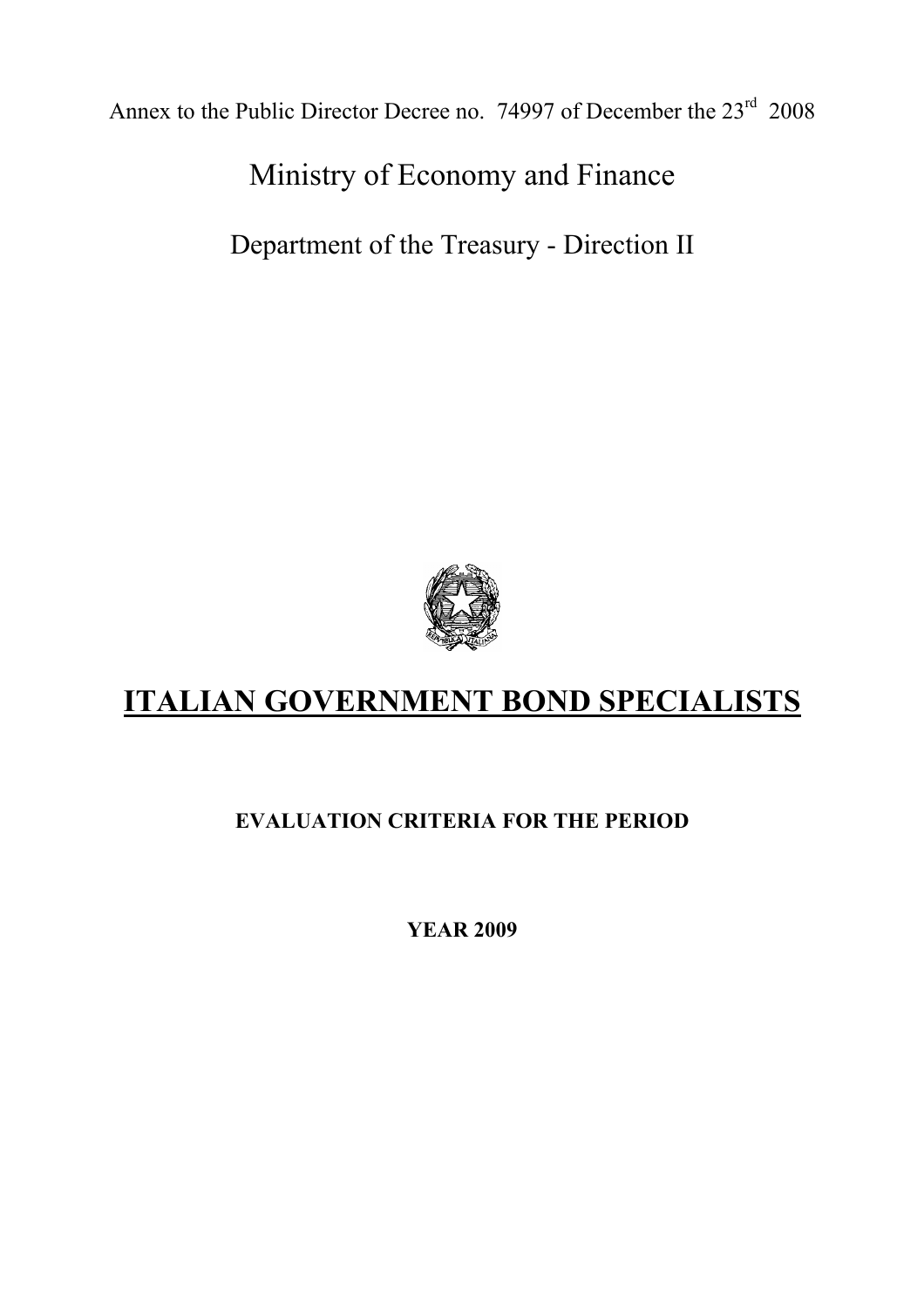Annex to the Public Director Decree no. 74997 of December the 23rd 2008

Ministry of Economy and Finance

Department of the Treasury - Direction II

# ITALIAN GOVERNMENT BOND SPECIALISTS

**EVALUATION CRITERIA FOR THE PERIOD**

**YEAR 2009**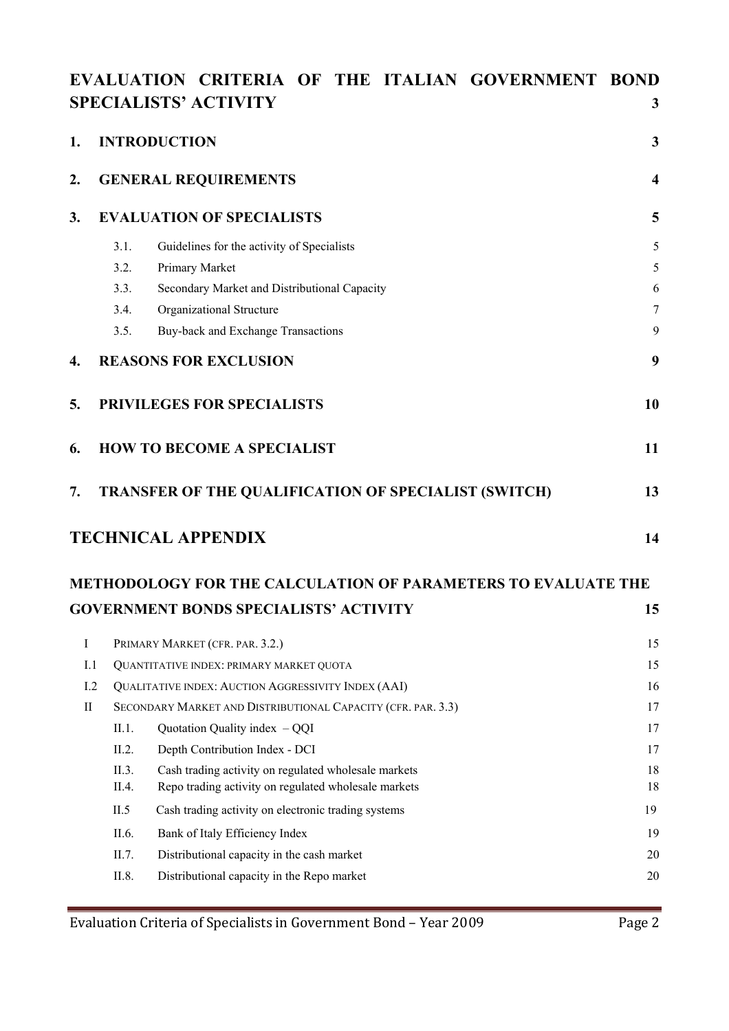**EVALUATION CRITERIA OF THE ITALIAN GOVERNMENT BOND SPECIALISTS' ACTIVITY** 3

**1. INTRODUCTION** 3

**2. GENERAL REQUIREMENTS** 4

**3. EVALUATION OF SPECIALISTS** 5

- 3.1. Guidelines for the activity of Specialists 5
- 3.2. Primary Market 5
- 3.3. Secondary Market and Distributional Capacity 6
- 3.4. Organizational Structure 7
- 3.5. Buy-back and Exchange Transactions 9

**4. REASONS FOR EXCLUSION** 9

**5. PRIVILEGES FOR SPECIALISTS** 10

**6. HOW TO BECOME A SPECIALIST** 11

**7. TRANSFER OF THE QUALIFICATION OF SPECIALIST (SWITCH)** 13

**TECHNICAL APPENDIX** 14

**METHODOLOGY FOR THE CALCULATION OF PARAMETERS TO EVALUATE THE GOVERNMENT BONDS SPECIALISTS' ACTIVITY** 15

- I PRIMARY MARKET (CFR. PAR. 3.2.) 15
- I.1 QUANTITATIVE INDEX: PRIMARY MARKET QUOTA 15
- I.2 QUALITATIVE INDEX: AUCTION AGGRESSIVITY INDEX (AAI) 16
- II SECONDARY MARKET AND DISTRIBUTIONAL CAPACITY (CFR. PAR. 3.3) 17
  - II.1. Quotation Quality index – QQI 17
  - II.2. Depth Contribution Index - DCI 17
  - II.3. Cash trading activity on regulated wholesale markets 18
  - II.4. Repo trading activity on regulated wholesale markets 18
  - II.5 Cash trading activity on electronic trading systems 19
  - II.6. Bank of Italy Efficiency Index 19
  - II.7. Distributional capacity in the cash market 20
  - II.8. Distributional capacity in the Repo market 20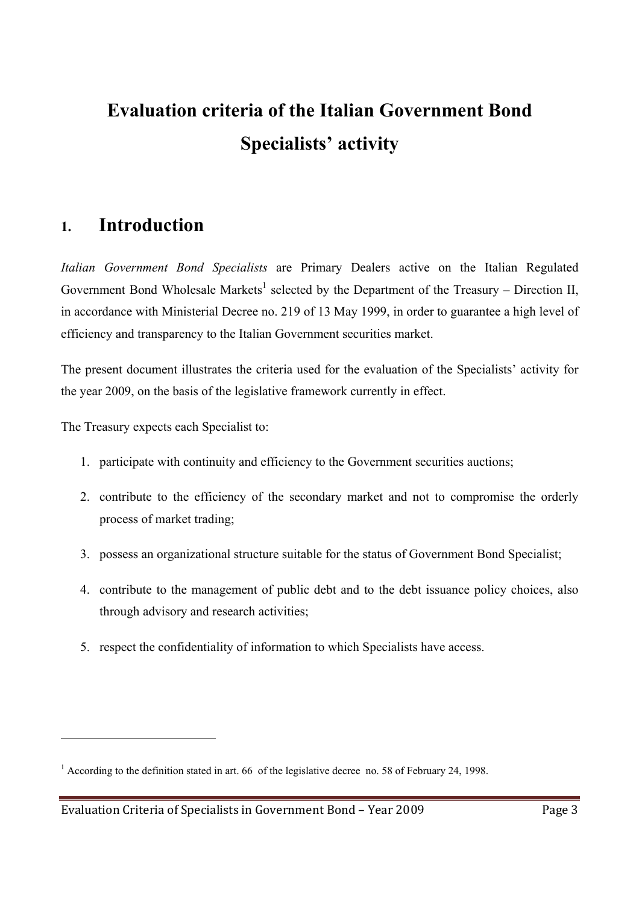# Evaluation criteria of the Italian Government Bond Specialists' activity

## 1. Introduction

*Italian Government Bond Specialists* are Primary Dealers active on the Italian Regulated Government Bond Wholesale Markets[1] selected by the Department of the Treasury – Direction II, in accordance with Ministerial Decree no. 219 of 13 May 1999, in order to guarantee a high level of efficiency and transparency to the Italian Government securities market.

The present document illustrates the criteria used for the evaluation of the Specialists' activity for the year 2009, on the basis of the legislative framework currently in effect.

The Treasury expects each Specialist to:

1. participate with continuity and efficiency to the Government securities auctions;
2. contribute to the efficiency of the secondary market and not to compromise the orderly process of market trading;
3. possess an organizational structure suitable for the status of Government Bond Specialist;
4. contribute to the management of public debt and to the debt issuance policy choices, also through advisory and research activities;
5. respect the confidentiality of information to which Specialists have access.

---

[1] According to the definition stated in art. 66 of the legislative decree no. 58 of February 24, 1998.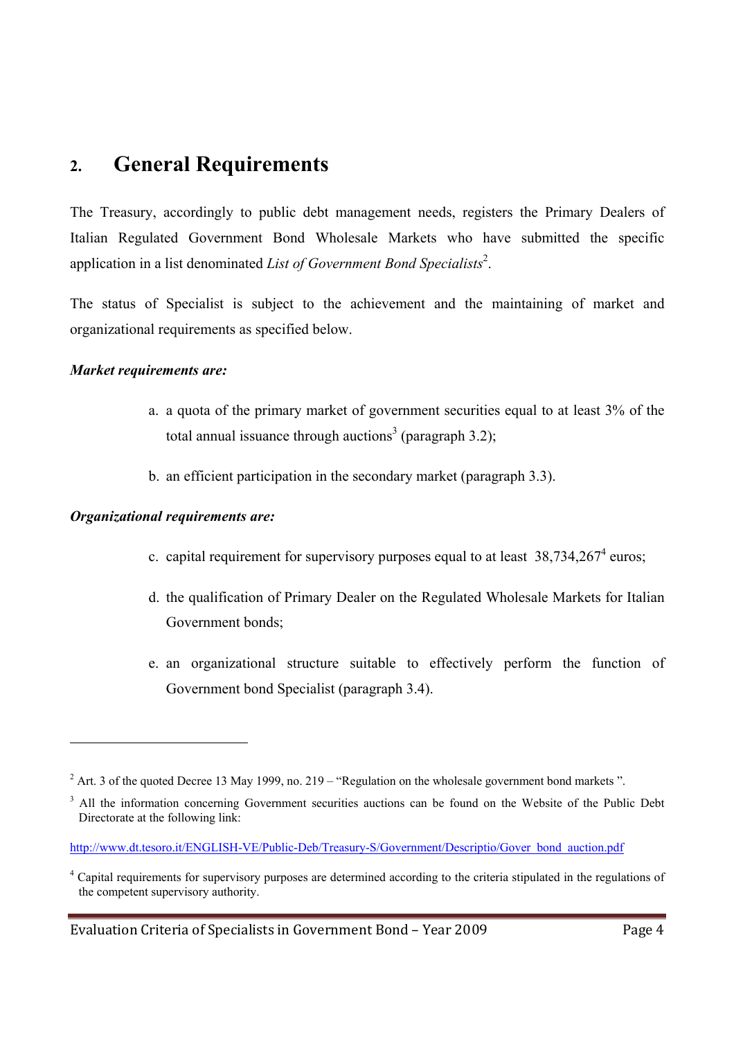## 2. General Requirements

The Treasury, accordingly to public debt management needs, registers the Primary Dealers of Italian Regulated Government Bond Wholesale Markets who have submitted the specific application in a list denominated *List of Government Bond Specialists*[2].

The status of Specialist is subject to the achievement and the maintaining of market and organizational requirements as specified below.

***Market requirements are:***

a. a quota of the primary market of government securities equal to at least 3% of the total annual issuance through auctions[3] (paragraph 3.2);

b. an efficient participation in the secondary market (paragraph 3.3).

***Organizational requirements are:***

c. capital requirement for supervisory purposes equal to at least 38,734,267[4] euros;

d. the qualification of Primary Dealer on the Regulated Wholesale Markets for Italian Government bonds;

e. an organizational structure suitable to effectively perform the function of Government bond Specialist (paragraph 3.4).

---

[2] Art. 3 of the quoted Decree 13 May 1999, no. 219 – "Regulation on the wholesale government bond markets ".

[3] All the information concerning Government securities auctions can be found on the Website of the Public Debt Directorate at the following link:

http://www.dt.tesoro.it/ENGLISH-VE/Public-Deb/Treasury-S/Government/Descriptio/Gover_bond_auction.pdf

[4] Capital requirements for supervisory purposes are determined according to the criteria stipulated in the regulations of the competent supervisory authority.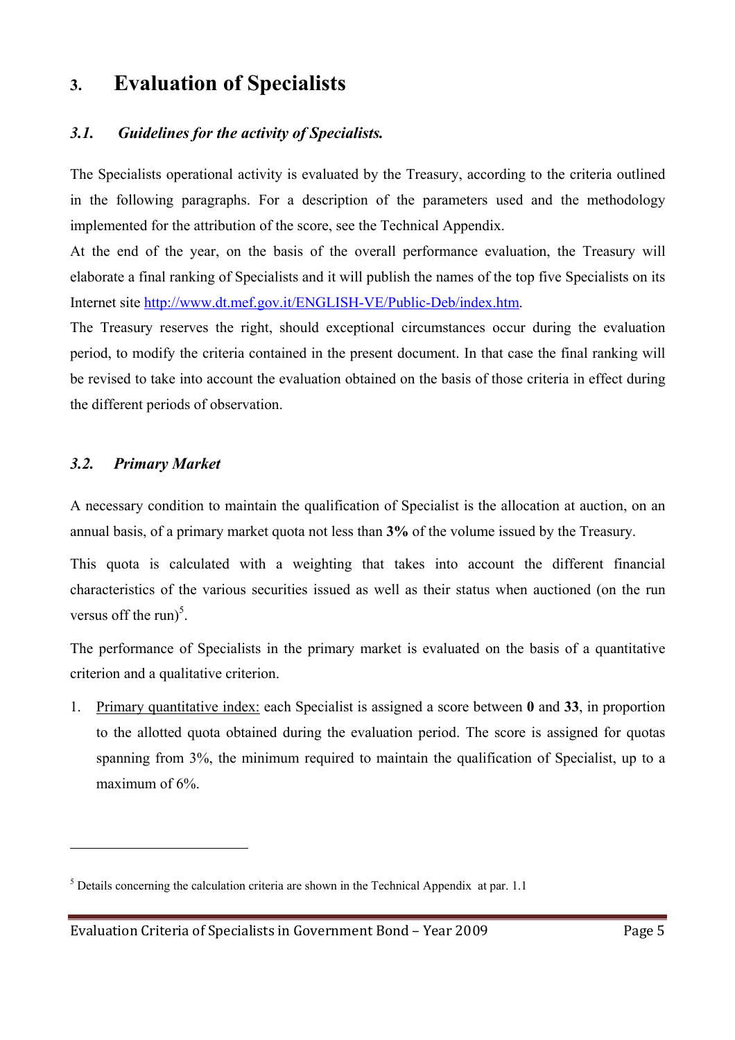# 3. Evaluation of Specialists

### *3.1. Guidelines for the activity of Specialists.*

The Specialists operational activity is evaluated by the Treasury, according to the criteria outlined in the following paragraphs. For a description of the parameters used and the methodology implemented for the attribution of the score, see the Technical Appendix.

At the end of the year, on the basis of the overall performance evaluation, the Treasury will elaborate a final ranking of Specialists and it will publish the names of the top five Specialists on its Internet site [http://www.dt.mef.gov.it/ENGLISH-VE/Public-Deb/index.htm](http://www.dt.mef.gov.it/ENGLISH-VE/Public-Deb/index.htm).

The Treasury reserves the right, should exceptional circumstances occur during the evaluation period, to modify the criteria contained in the present document. In that case the final ranking will be revised to take into account the evaluation obtained on the basis of those criteria in effect during the different periods of observation.

### *3.2. Primary Market*

A necessary condition to maintain the qualification of Specialist is the allocation at auction, on an annual basis, of a primary market quota not less than **3%** of the volume issued by the Treasury.

This quota is calculated with a weighting that takes into account the different financial characteristics of the various securities issued as well as their status when auctioned (on the run versus off the run)[5].

The performance of Specialists in the primary market is evaluated on the basis of a quantitative criterion and a qualitative criterion.

1. Primary quantitative index: each Specialist is assigned a score between **0** and **33**, in proportion to the allotted quota obtained during the evaluation period. The score is assigned for quotas spanning from 3%, the minimum required to maintain the qualification of Specialist, up to a maximum of 6%.

---

[5] Details concerning the calculation criteria are shown in the Technical Appendix at par. 1.1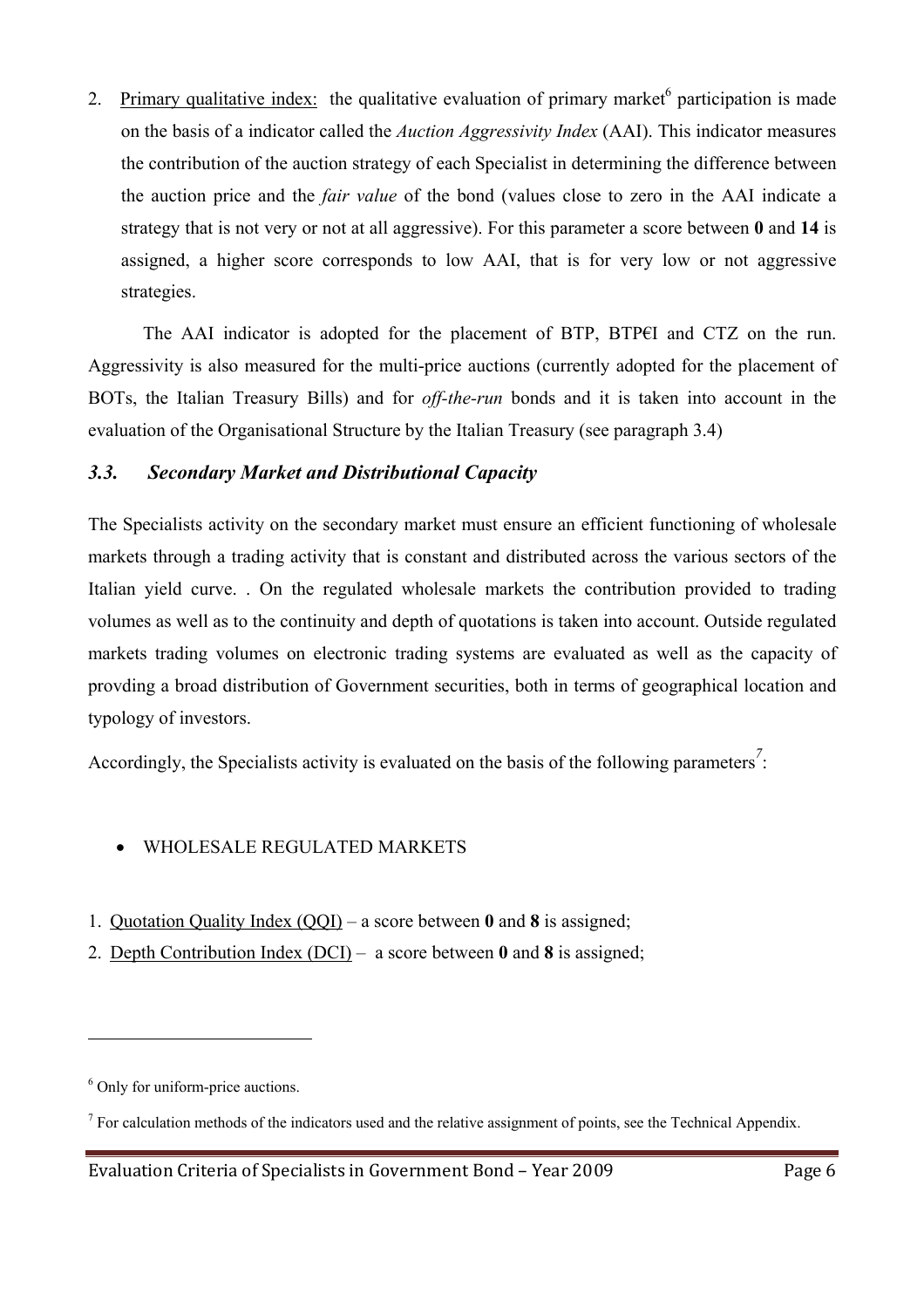2. Primary qualitative index: the qualitative evaluation of primary market[6] participation is made on the basis of a indicator called the *Auction Aggressivity Index* (AAI). This indicator measures the contribution of the auction strategy of each Specialist in determining the difference between the auction price and the *fair value* of the bond (values close to zero in the AAI indicate a strategy that is not very or not at all aggressive). For this parameter a score between **0** and **14** is assigned, a higher score corresponds to low AAI, that is for very low or not aggressive strategies.

The AAI indicator is adopted for the placement of BTP, BTP€I and CTZ on the run. Aggressivity is also measured for the multi-price auctions (currently adopted for the placement of BOTs, the Italian Treasury Bills) and for *off-the-run* bonds and it is taken into account in the evaluation of the Organisational Structure by the Italian Treasury (see paragraph 3.4)

### *3.3. Secondary Market and Distributional Capacity*

The Specialists activity on the secondary market must ensure an efficient functioning of wholesale markets through a trading activity that is constant and distributed across the various sectors of the Italian yield curve. . On the regulated wholesale markets the contribution provided to trading volumes as well as to the continuity and depth of quotations is taken into account. Outside regulated markets trading volumes on electronic trading systems are evaluated as well as the capacity of provding a broad distribution of Government securities, both in terms of geographical location and typology of investors.

Accordingly, the Specialists activity is evaluated on the basis of the following parameters[7]:

- WHOLESALE REGULATED MARKETS

1. Quotation Quality Index (QQI) – a score between **0** and **8** is assigned;
2. Depth Contribution Index (DCI) – a score between **0** and **8** is assigned;

---

[6] Only for uniform-price auctions.

[7] For calculation methods of the indicators used and the relative assignment of points, see the Technical Appendix.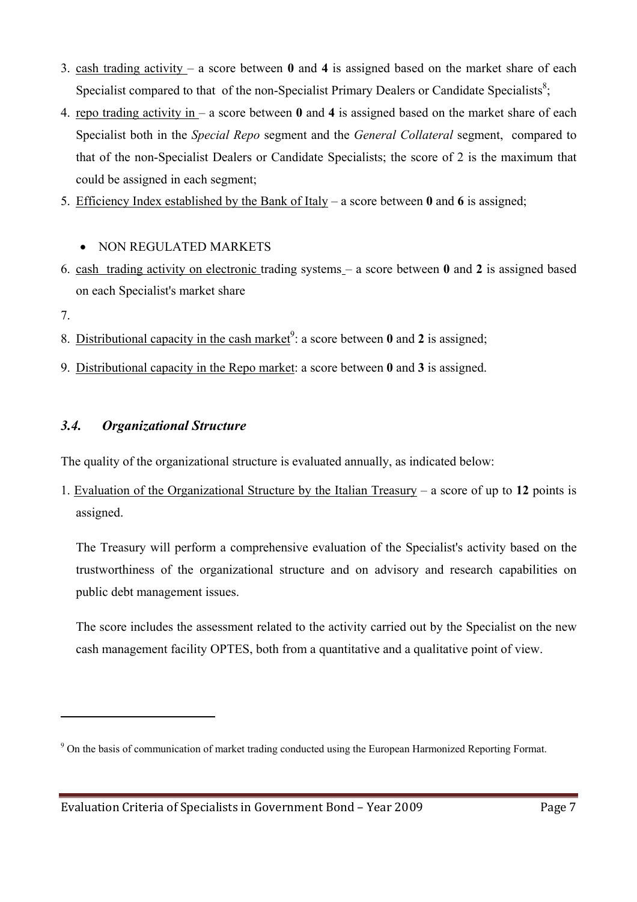3. cash trading activity – a score between **0** and **4** is assigned based on the market share of each Specialist compared to that of the non-Specialist Primary Dealers or Candidate Specialists[8];
4. repo trading activity in – a score between **0** and **4** is assigned based on the market share of each Specialist both in the *Special Repo* segment and the *General Collateral* segment, compared to that of the non-Specialist Dealers or Candidate Specialists; the score of 2 is the maximum that could be assigned in each segment;
5. Efficiency Index established by the Bank of Italy – a score between **0** and **6** is assigned;

- NON REGULATED MARKETS

6. cash trading activity on electronic trading systems – a score between **0** and **2** is assigned based on each Specialist's market share
7. 
8. Distributional capacity in the cash market[9]: a score between **0** and **2** is assigned;
9. Distributional capacity in the Repo market: a score between **0** and **3** is assigned.

### *3.4. Organizational Structure*

The quality of the organizational structure is evaluated annually, as indicated below:

1. Evaluation of the Organizational Structure by the Italian Treasury – a score of up to **12** points is assigned.

   The Treasury will perform a comprehensive evaluation of the Specialist's activity based on the trustworthiness of the organizational structure and on advisory and research capabilities on public debt management issues.

   The score includes the assessment related to the activity carried out by the Specialist on the new cash management facility OPTES, both from a quantitative and a qualitative point of view.

---

[9] On the basis of communication of market trading conducted using the European Harmonized Reporting Format.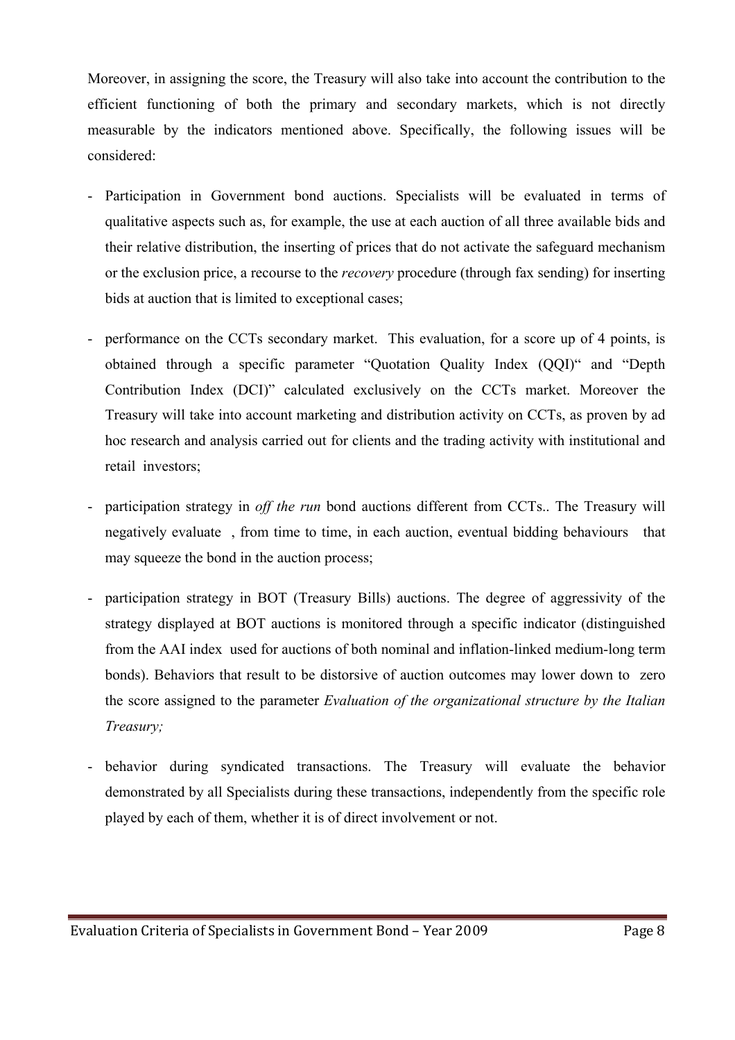Moreover, in assigning the score, the Treasury will also take into account the contribution to the efficient functioning of both the primary and secondary markets, which is not directly measurable by the indicators mentioned above. Specifically, the following issues will be considered:

- Participation in Government bond auctions. Specialists will be evaluated in terms of qualitative aspects such as, for example, the use at each auction of all three available bids and their relative distribution, the inserting of prices that do not activate the safeguard mechanism or the exclusion price, a recourse to the *recovery* procedure (through fax sending) for inserting bids at auction that is limited to exceptional cases;

- performance on the CCTs secondary market. This evaluation, for a score up of 4 points, is obtained through a specific parameter "Quotation Quality Index (QQI)" and "Depth Contribution Index (DCI)" calculated exclusively on the CCTs market. Moreover the Treasury will take into account marketing and distribution activity on CCTs, as proven by ad hoc research and analysis carried out for clients and the trading activity with institutional and retail investors;

- participation strategy in *off the run* bond auctions different from CCTs.. The Treasury will negatively evaluate , from time to time, in each auction, eventual bidding behaviours that may squeeze the bond in the auction process;

- participation strategy in BOT (Treasury Bills) auctions. The degree of aggressivity of the strategy displayed at BOT auctions is monitored through a specific indicator (distinguished from the AAI index used for auctions of both nominal and inflation-linked medium-long term bonds). Behaviors that result to be distorsive of auction outcomes may lower down to zero the score assigned to the parameter *Evaluation of the organizational structure by the Italian Treasury;*

- behavior during syndicated transactions. The Treasury will evaluate the behavior demonstrated by all Specialists during these transactions, independently from the specific role played by each of them, whether it is of direct involvement or not.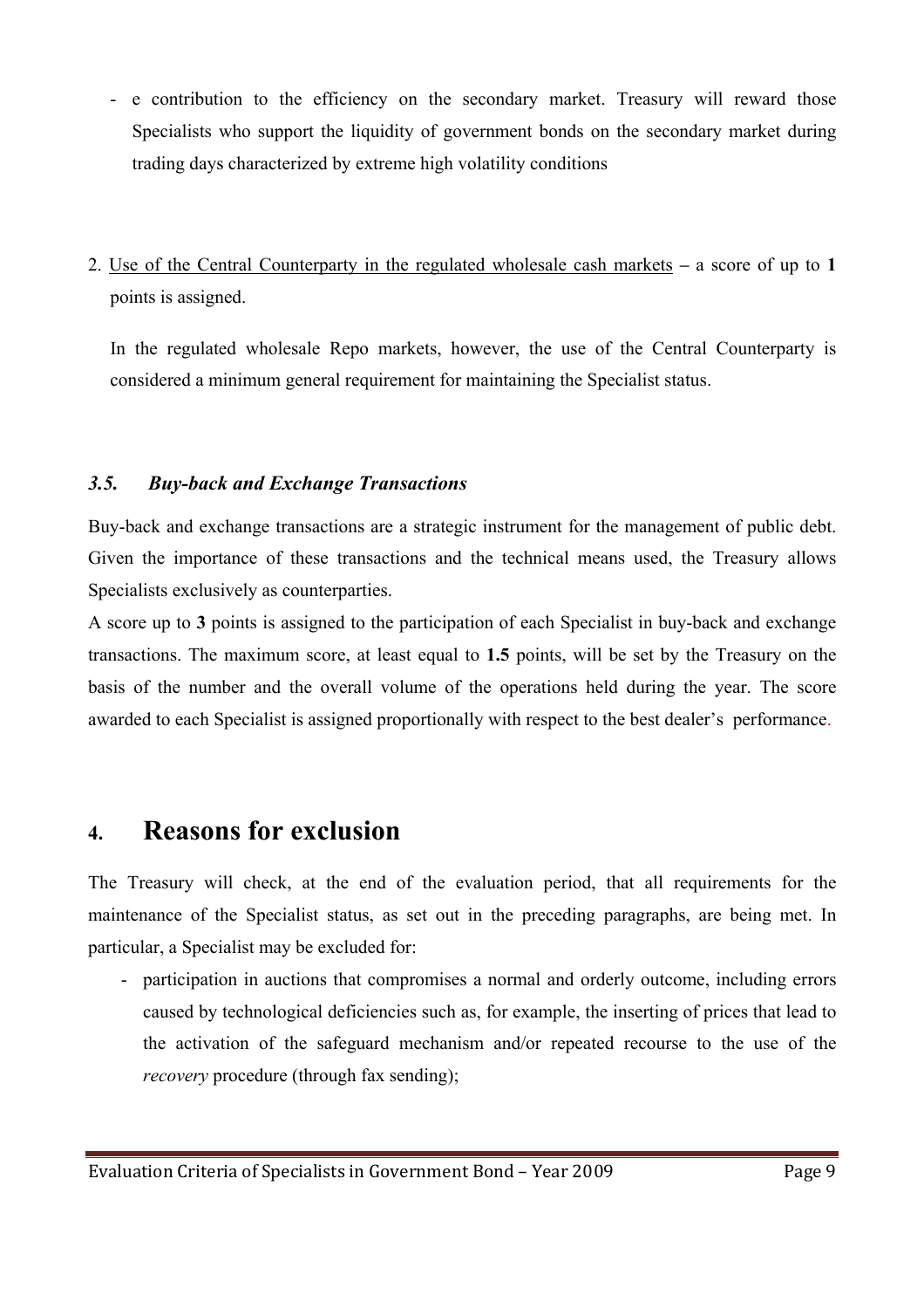- e contribution to the efficiency on the secondary market. Treasury will reward those Specialists who support the liquidity of government bonds on the secondary market during trading days characterized by extreme high volatility conditions

2. Use of the Central Counterparty in the regulated wholesale cash markets – a score of up to **1** points is assigned.

   In the regulated wholesale Repo markets, however, the use of the Central Counterparty is considered a minimum general requirement for maintaining the Specialist status.

### *3.5. Buy-back and Exchange Transactions*

Buy-back and exchange transactions are a strategic instrument for the management of public debt. Given the importance of these transactions and the technical means used, the Treasury allows Specialists exclusively as counterparties.

A score up to **3** points is assigned to the participation of each Specialist in buy-back and exchange transactions. The maximum score, at least equal to **1.5** points, will be set by the Treasury on the basis of the number and the overall volume of the operations held during the year. The score awarded to each Specialist is assigned proportionally with respect to the best dealer's performance.

## 4. Reasons for exclusion

The Treasury will check, at the end of the evaluation period, that all requirements for the maintenance of the Specialist status, as set out in the preceding paragraphs, are being met. In particular, a Specialist may be excluded for:

- participation in auctions that compromises a normal and orderly outcome, including errors caused by technological deficiencies such as, for example, the inserting of prices that lead to the activation of the safeguard mechanism and/or repeated recourse to the use of the *recovery* procedure (through fax sending);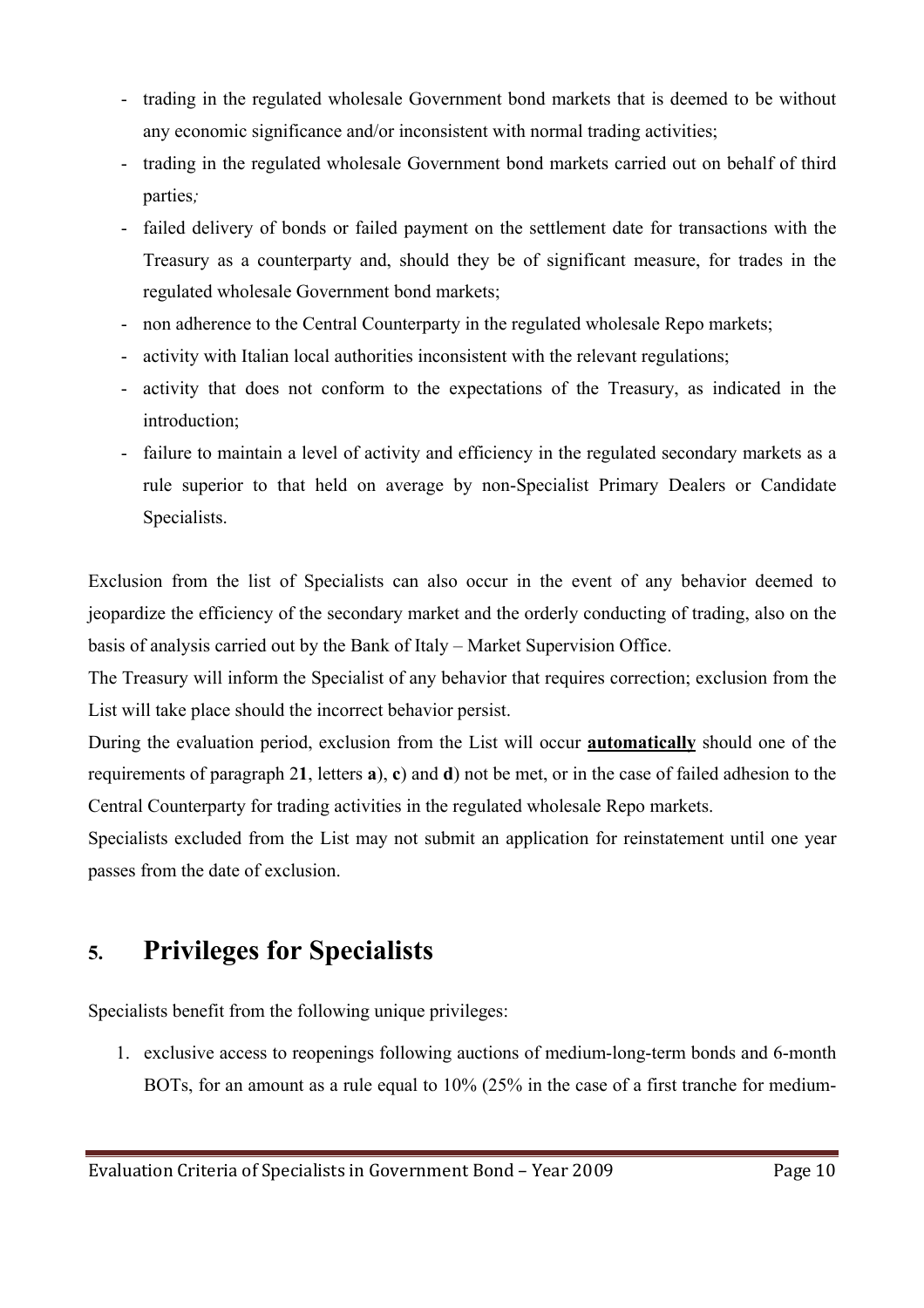- trading in the regulated wholesale Government bond markets that is deemed to be without any economic significance and/or inconsistent with normal trading activities;
- trading in the regulated wholesale Government bond markets carried out on behalf of third parties*;*
- failed delivery of bonds or failed payment on the settlement date for transactions with the Treasury as a counterparty and, should they be of significant measure, for trades in the regulated wholesale Government bond markets;
- non adherence to the Central Counterparty in the regulated wholesale Repo markets;
- activity with Italian local authorities inconsistent with the relevant regulations;
- activity that does not conform to the expectations of the Treasury, as indicated in the introduction;
- failure to maintain a level of activity and efficiency in the regulated secondary markets as a rule superior to that held on average by non-Specialist Primary Dealers or Candidate Specialists.

Exclusion from the list of Specialists can also occur in the event of any behavior deemed to jeopardize the efficiency of the secondary market and the orderly conducting of trading, also on the basis of analysis carried out by the Bank of Italy – Market Supervision Office.

The Treasury will inform the Specialist of any behavior that requires correction; exclusion from the List will take place should the incorrect behavior persist.

During the evaluation period, exclusion from the List will occur **automatically** should one of the requirements of paragraph 2**1**, letters **a**), **c**) and **d**) not be met, or in the case of failed adhesion to the Central Counterparty for trading activities in the regulated wholesale Repo markets.

Specialists excluded from the List may not submit an application for reinstatement until one year passes from the date of exclusion.

# 5. Privileges for Specialists

Specialists benefit from the following unique privileges:

1. exclusive access to reopenings following auctions of medium-long-term bonds and 6-month BOTs, for an amount as a rule equal to 10% (25% in the case of a first tranche for medium-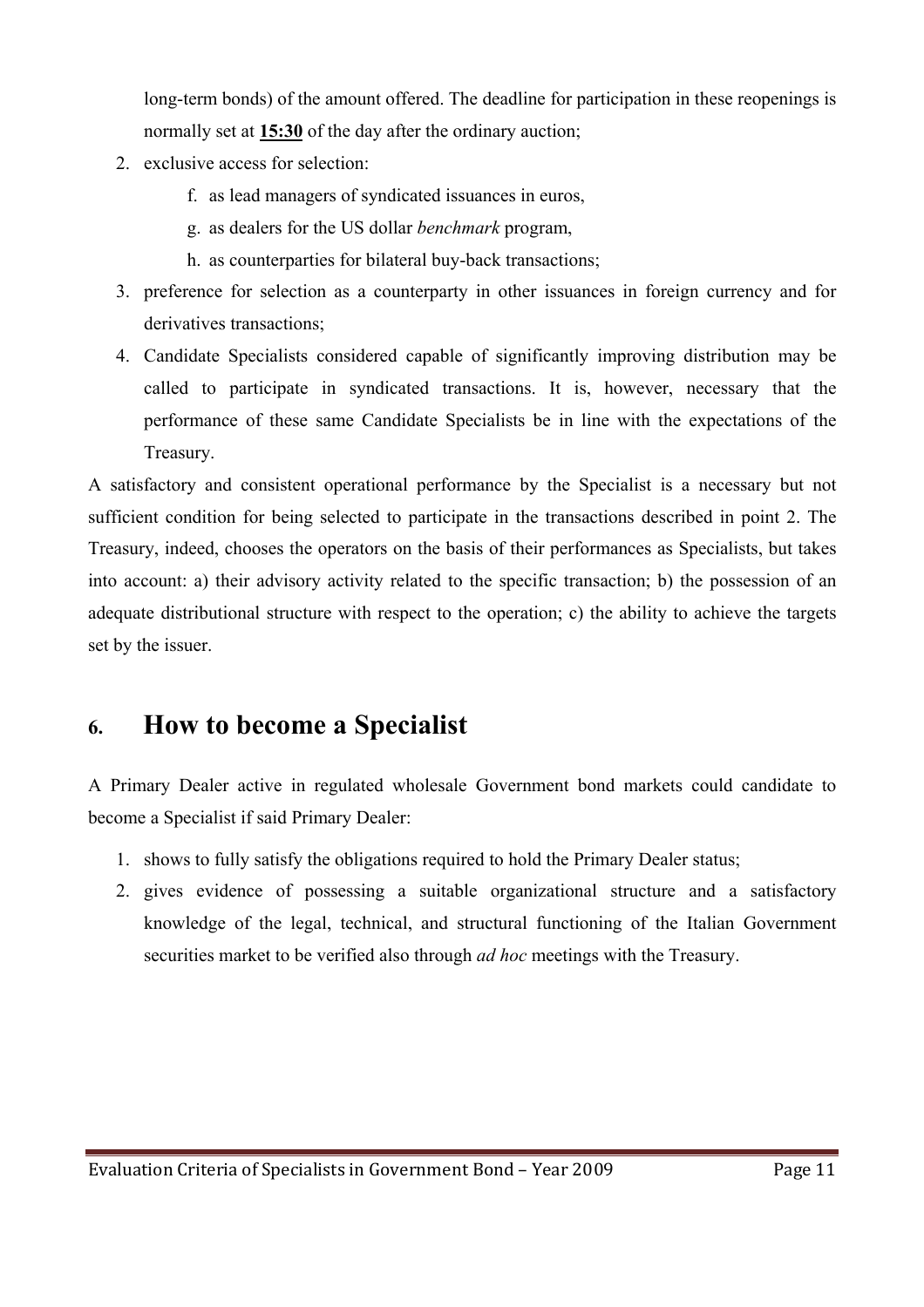long-term bonds) of the amount offered. The deadline for participation in these reopenings is normally set at **15:30** of the day after the ordinary auction;

2. exclusive access for selection:
   f. as lead managers of syndicated issuances in euros,
   g. as dealers for the US dollar *benchmark* program,
   h. as counterparties for bilateral buy-back transactions;
3. preference for selection as a counterparty in other issuances in foreign currency and for derivatives transactions;
4. Candidate Specialists considered capable of significantly improving distribution may be called to participate in syndicated transactions. It is, however, necessary that the performance of these same Candidate Specialists be in line with the expectations of the Treasury.

A satisfactory and consistent operational performance by the Specialist is a necessary but not sufficient condition for being selected to participate in the transactions described in point 2. The Treasury, indeed, chooses the operators on the basis of their performances as Specialists, but takes into account: a) their advisory activity related to the specific transaction; b) the possession of an adequate distributional structure with respect to the operation; c) the ability to achieve the targets set by the issuer.

# 6. How to become a Specialist

A Primary Dealer active in regulated wholesale Government bond markets could candidate to become a Specialist if said Primary Dealer:

1. shows to fully satisfy the obligations required to hold the Primary Dealer status;
2. gives evidence of possessing a suitable organizational structure and a satisfactory knowledge of the legal, technical, and structural functioning of the Italian Government securities market to be verified also through *ad hoc* meetings with the Treasury.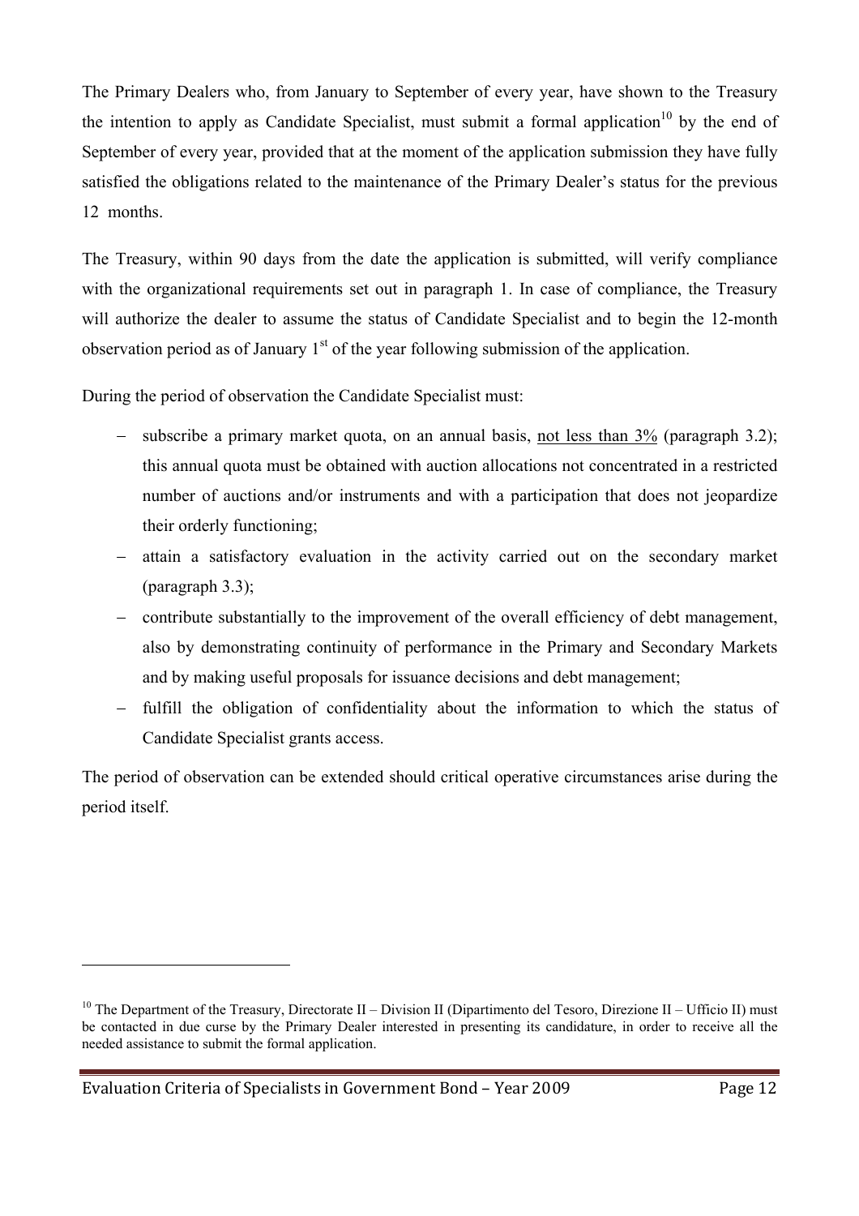The Primary Dealers who, from January to September of every year, have shown to the Treasury the intention to apply as Candidate Specialist, must submit a formal application[10] by the end of September of every year, provided that at the moment of the application submission they have fully satisfied the obligations related to the maintenance of the Primary Dealer's status for the previous 12 months.

The Treasury, within 90 days from the date the application is submitted, will verify compliance with the organizational requirements set out in paragraph 1. In case of compliance, the Treasury will authorize the dealer to assume the status of Candidate Specialist and to begin the 12-month observation period as of January 1st of the year following submission of the application.

During the period of observation the Candidate Specialist must:

- subscribe a primary market quota, on an annual basis, <u>not less than 3%</u> (paragraph 3.2); this annual quota must be obtained with auction allocations not concentrated in a restricted number of auctions and/or instruments and with a participation that does not jeopardize their orderly functioning;
- attain a satisfactory evaluation in the activity carried out on the secondary market (paragraph 3.3);
- contribute substantially to the improvement of the overall efficiency of debt management, also by demonstrating continuity of performance in the Primary and Secondary Markets and by making useful proposals for issuance decisions and debt management;
- fulfill the obligation of confidentiality about the information to which the status of Candidate Specialist grants access.

The period of observation can be extended should critical operative circumstances arise during the period itself.

---

[10] The Department of the Treasury, Directorate II – Division II (Dipartimento del Tesoro, Direzione II – Ufficio II) must be contacted in due curse by the Primary Dealer interested in presenting its candidature, in order to receive all the needed assistance to submit the formal application.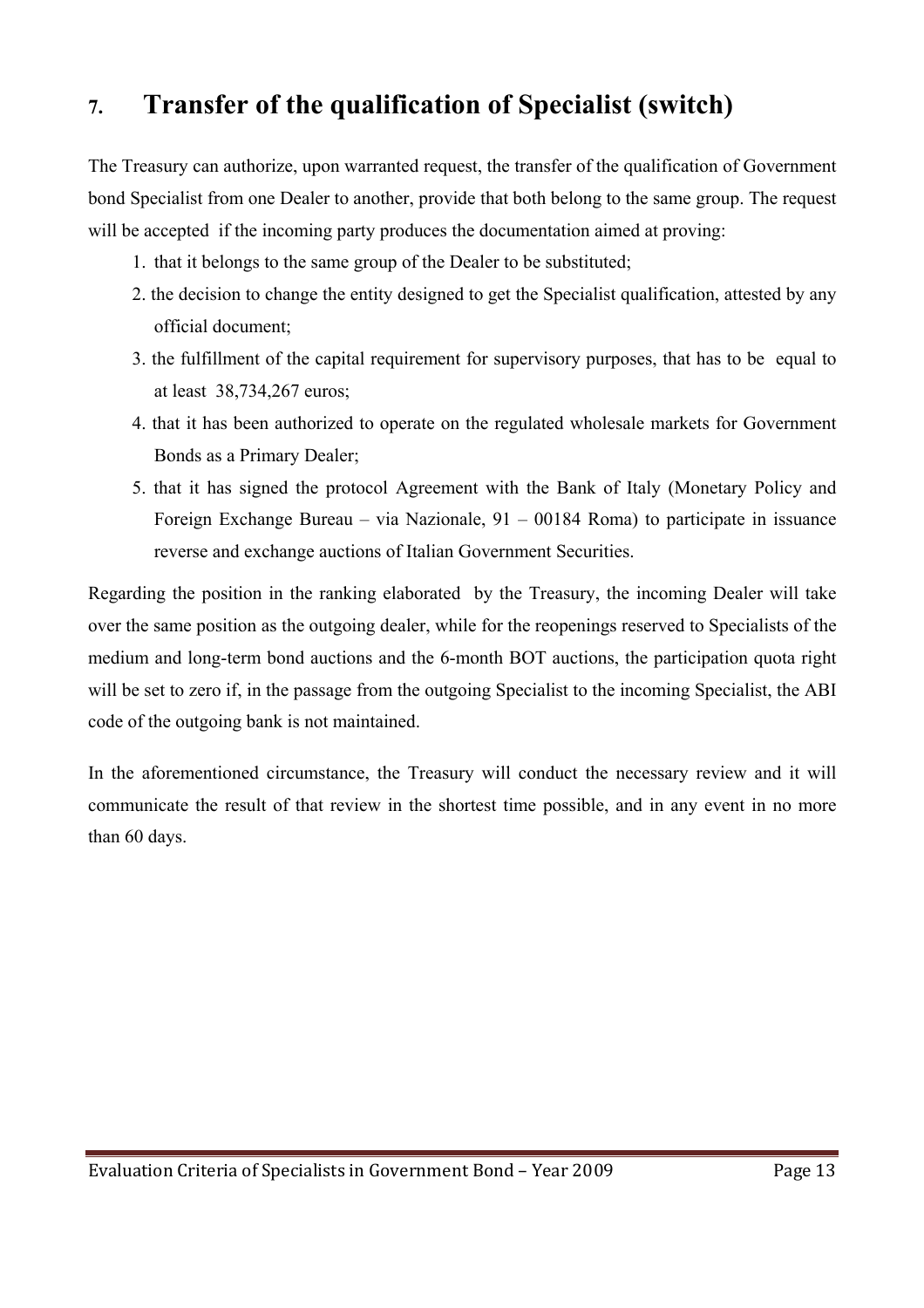## 7. Transfer of the qualification of Specialist (switch)

The Treasury can authorize, upon warranted request, the transfer of the qualification of Government bond Specialist from one Dealer to another, provide that both belong to the same group. The request will be accepted if the incoming party produces the documentation aimed at proving:

1. that it belongs to the same group of the Dealer to be substituted;
2. the decision to change the entity designed to get the Specialist qualification, attested by any official document;
3. the fulfillment of the capital requirement for supervisory purposes, that has to be equal to at least 38,734,267 euros;
4. that it has been authorized to operate on the regulated wholesale markets for Government Bonds as a Primary Dealer;
5. that it has signed the protocol Agreement with the Bank of Italy (Monetary Policy and Foreign Exchange Bureau – via Nazionale, 91 – 00184 Roma) to participate in issuance reverse and exchange auctions of Italian Government Securities.

Regarding the position in the ranking elaborated by the Treasury, the incoming Dealer will take over the same position as the outgoing dealer, while for the reopenings reserved to Specialists of the medium and long-term bond auctions and the 6-month BOT auctions, the participation quota right will be set to zero if, in the passage from the outgoing Specialist to the incoming Specialist, the ABI code of the outgoing bank is not maintained.

In the aforementioned circumstance, the Treasury will conduct the necessary review and it will communicate the result of that review in the shortest time possible, and in any event in no more than 60 days.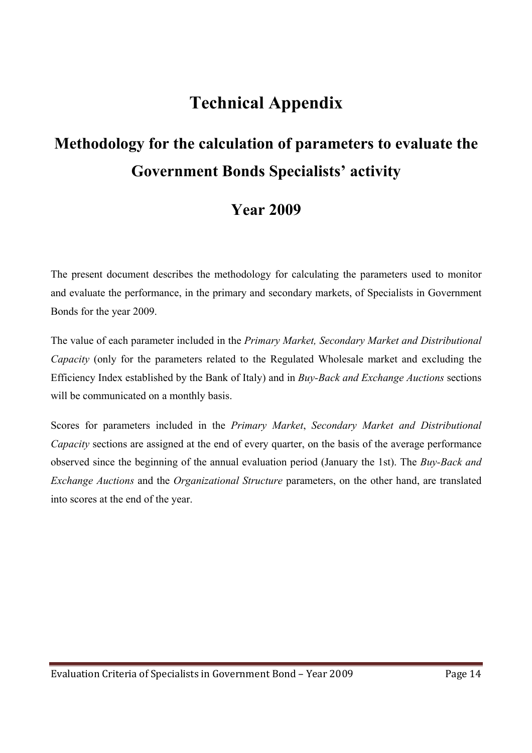# Technical Appendix

## Methodology for the calculation of parameters to evaluate the Government Bonds Specialists' activity

## Year 2009

The present document describes the methodology for calculating the parameters used to monitor and evaluate the performance, in the primary and secondary markets, of Specialists in Government Bonds for the year 2009.

The value of each parameter included in the *Primary Market, Secondary Market and Distributional Capacity* (only for the parameters related to the Regulated Wholesale market and excluding the Efficiency Index established by the Bank of Italy) and in *Buy-Back and Exchange Auctions* sections will be communicated on a monthly basis.

Scores for parameters included in the *Primary Market*, *Secondary Market and Distributional Capacity* sections are assigned at the end of every quarter, on the basis of the average performance observed since the beginning of the annual evaluation period (January the 1st). The *Buy-Back and Exchange Auctions* and the *Organizational Structure* parameters, on the other hand, are translated into scores at the end of the year.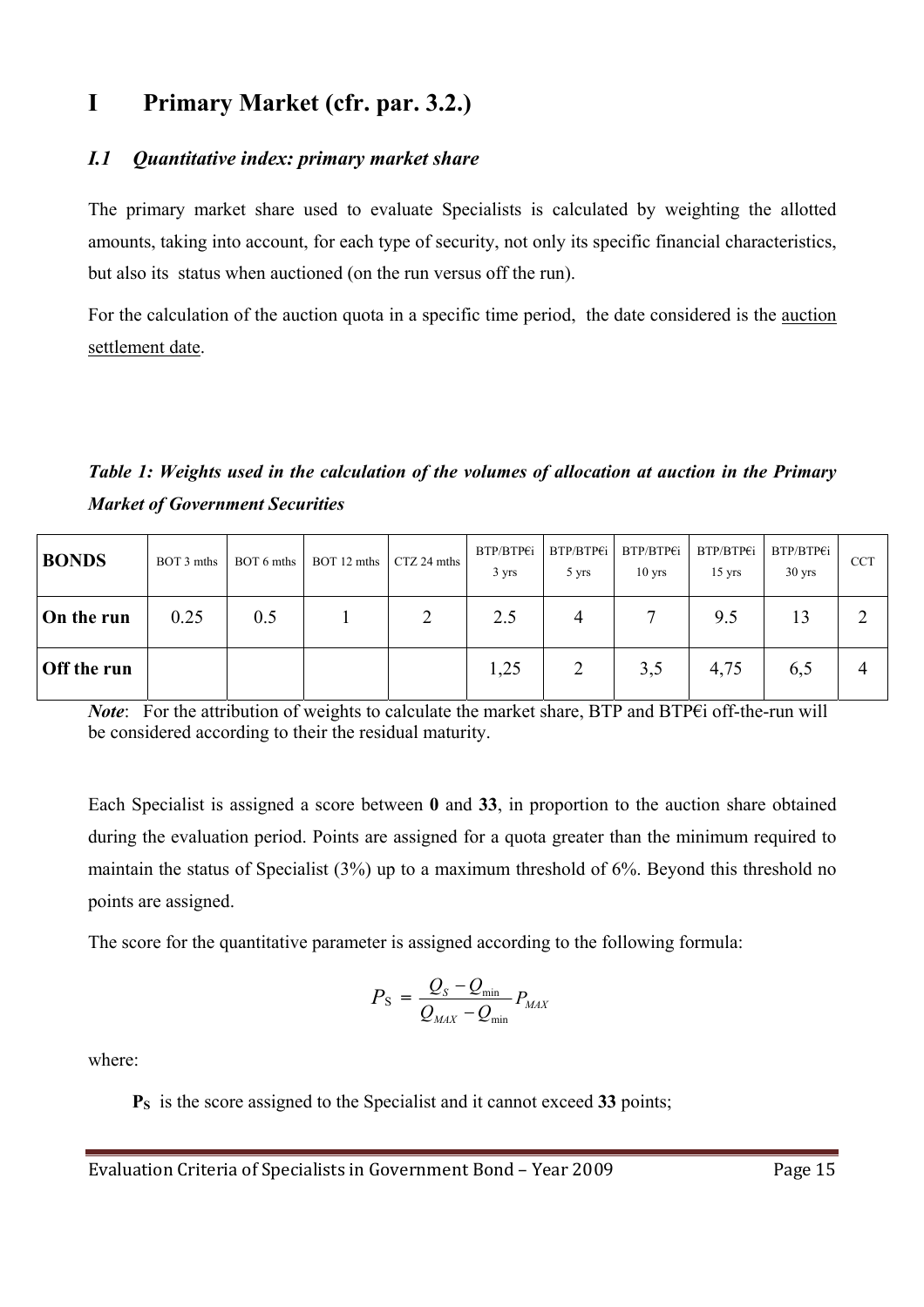# I Primary Market (cfr. par. 3.2.)

## *I.1 Quantitative index: primary market share*

The primary market share used to evaluate Specialists is calculated by weighting the allotted amounts, taking into account, for each type of security, not only its specific financial characteristics, but also its status when auctioned (on the run versus off the run).

For the calculation of the auction quota in a specific time period, the date considered is the auction settlement date.

***Table 1: Weights used in the calculation of the volumes of allocation at auction in the Primary Market of Government Securities***

| **BONDS** | BOT 3 mths | BOT 6 mths | BOT 12 mths | CTZ 24 mths | BTP/BTP€i 3 yrs | BTP/BTP€i 5 yrs | BTP/BTP€i 10 yrs | BTP/BTP€i 15 yrs | BTP/BTP€i 30 yrs | CCT |
|---|---|---|---|---|---|---|---|---|---|---|
| **On the run** | 0.25 | 0.5 | 1 | 2 | 2.5 | 4 | 7 | 9.5 | 13 | 2 |
| **Off the run** | | | | | 1,25 | 2 | 3,5 | 4,75 | 6,5 | 4 |

***Note***: For the attribution of weights to calculate the market share, BTP and BTP€i off-the-run will be considered according to their the residual maturity.

Each Specialist is assigned a score between **0** and **33**, in proportion to the auction share obtained during the evaluation period. Points are assigned for a quota greater than the minimum required to maintain the status of Specialist (3%) up to a maximum threshold of 6%. Beyond this threshold no points are assigned.

The score for the quantitative parameter is assigned according to the following formula:

$$P_S = \frac{Q_S - Q_{\min}}{Q_{MAX} - Q_{\min}} P_{MAX}$$

where:

**$P_S$** is the score assigned to the Specialist and it cannot exceed **33** points;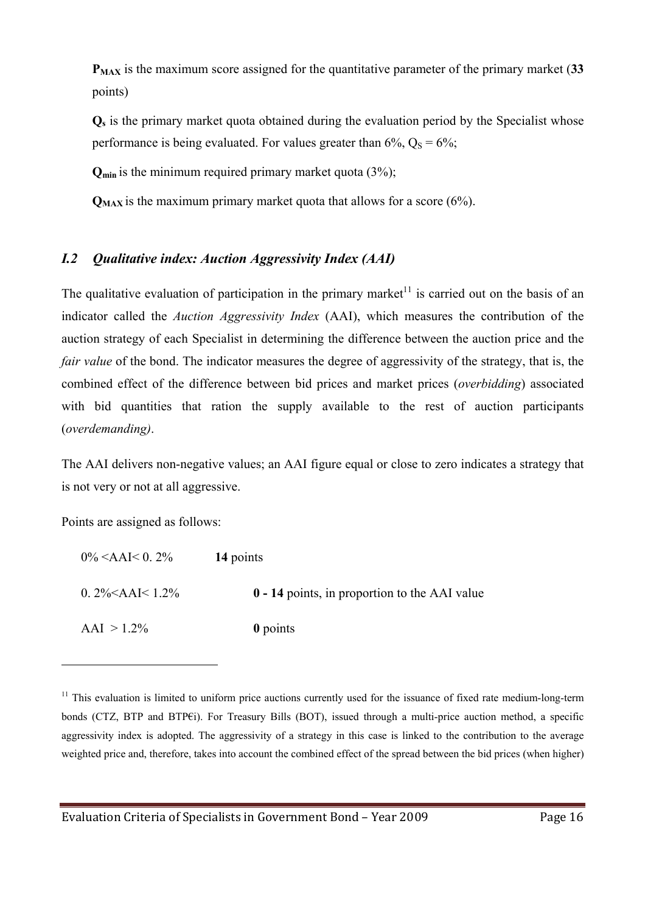$P_{MAX}$ is the maximum score assigned for the quantitative parameter of the primary market (**33** points)

$Q_s$ is the primary market quota obtained during the evaluation period by the Specialist whose performance is being evaluated. For values greater than 6%, $Q_S = 6\%$;

$Q_{min}$ is the minimum required primary market quota (3%);

$Q_{MAX}$ is the maximum primary market quota that allows for a score (6%).

### *I.2 Qualitative index: Auction Aggressivity Index (AAI)*

The qualitative evaluation of participation in the primary market[11] is carried out on the basis of an indicator called the *Auction Aggressivity Index* (AAI), which measures the contribution of the auction strategy of each Specialist in determining the difference between the auction price and the *fair value* of the bond. The indicator measures the degree of aggressivity of the strategy, that is, the combined effect of the difference between bid prices and market prices (*overbidding*) associated with bid quantities that ration the supply available to the rest of auction participants (*overdemanding)*.

The AAI delivers non-negative values; an AAI figure equal or close to zero indicates a strategy that is not very or not at all aggressive.

Points are assigned as follows:

| | |
|---|---|
| $0\% < AAI < 0.2\%$ | **14** points |
| $0.2\% < AAI < 1.2\%$ | **0 - 14** points, in proportion to the AAI value |
| $AAI > 1.2\%$ | **0** points |

---

[11] This evaluation is limited to uniform price auctions currently used for the issuance of fixed rate medium-long-term bonds (CTZ, BTP and BTP€i). For Treasury Bills (BOT), issued through a multi-price auction method, a specific aggressivity index is adopted. The aggressivity of a strategy in this case is linked to the contribution to the average weighted price and, therefore, takes into account the combined effect of the spread between the bid prices (when higher)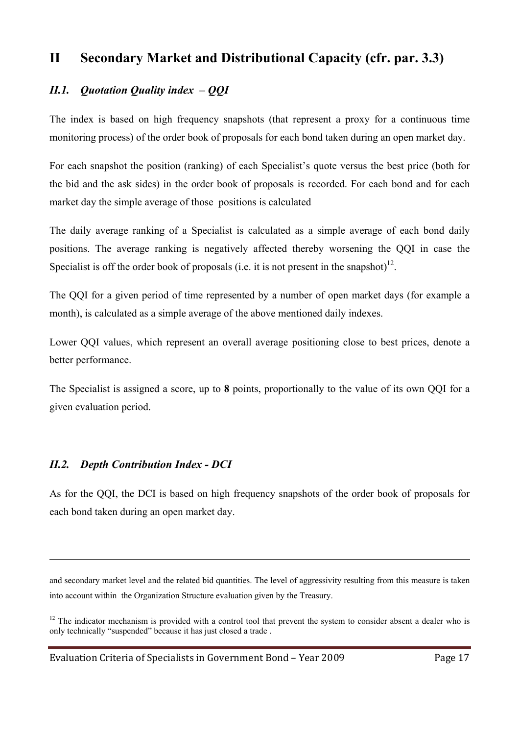# II Secondary Market and Distributional Capacity (cfr. par. 3.3)

## *II.1. Quotation Quality index – QQI*

The index is based on high frequency snapshots (that represent a proxy for a continuous time monitoring process) of the order book of proposals for each bond taken during an open market day.

For each snapshot the position (ranking) of each Specialist's quote versus the best price (both for the bid and the ask sides) in the order book of proposals is recorded. For each bond and for each market day the simple average of those positions is calculated

The daily average ranking of a Specialist is calculated as a simple average of each bond daily positions. The average ranking is negatively affected thereby worsening the QQI in case the Specialist is off the order book of proposals (i.e. it is not present in the snapshot)[12].

The QQI for a given period of time represented by a number of open market days (for example a month), is calculated as a simple average of the above mentioned daily indexes.

Lower QQI values, which represent an overall average positioning close to best prices, denote a better performance.

The Specialist is assigned a score, up to **8** points, proportionally to the value of its own QQI for a given evaluation period.

## *II.2. Depth Contribution Index - DCI*

As for the QQI, the DCI is based on high frequency snapshots of the order book of proposals for each bond taken during an open market day.

---

and secondary market level and the related bid quantities. The level of aggressivity resulting from this measure is taken into account within the Organization Structure evaluation given by the Treasury.

[12] The indicator mechanism is provided with a control tool that prevent the system to consider absent a dealer who is only technically "suspended" because it has just closed a trade .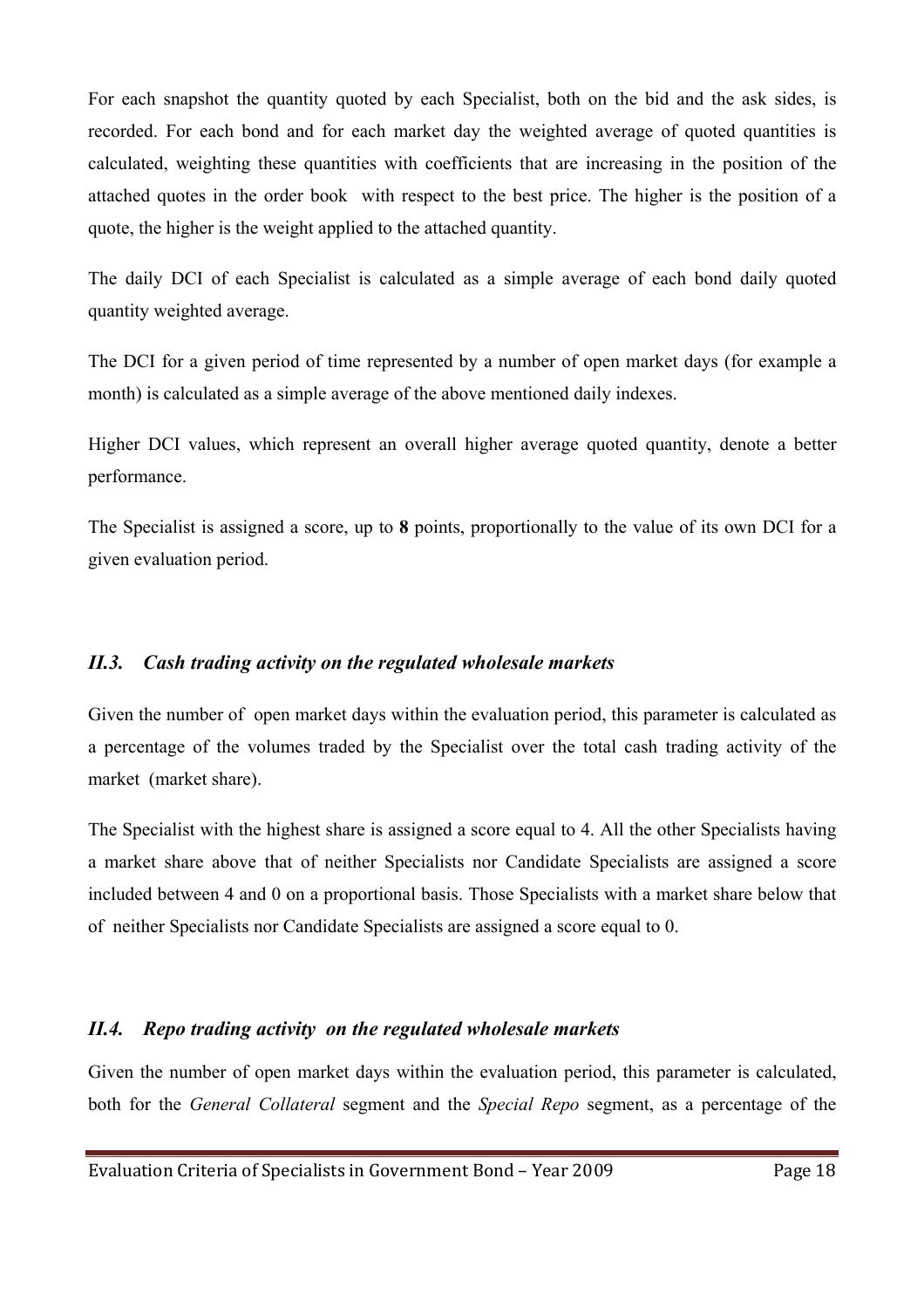For each snapshot the quantity quoted by each Specialist, both on the bid and the ask sides, is recorded. For each bond and for each market day the weighted average of quoted quantities is calculated, weighting these quantities with coefficients that are increasing in the position of the attached quotes in the order book with respect to the best price. The higher is the position of a quote, the higher is the weight applied to the attached quantity.

The daily DCI of each Specialist is calculated as a simple average of each bond daily quoted quantity weighted average.

The DCI for a given period of time represented by a number of open market days (for example a month) is calculated as a simple average of the above mentioned daily indexes.

Higher DCI values, which represent an overall higher average quoted quantity, denote a better performance.

The Specialist is assigned a score, up to **8** points, proportionally to the value of its own DCI for a given evaluation period.

### *II.3. Cash trading activity on the regulated wholesale markets*

Given the number of open market days within the evaluation period, this parameter is calculated as a percentage of the volumes traded by the Specialist over the total cash trading activity of the market (market share).

The Specialist with the highest share is assigned a score equal to 4. All the other Specialists having a market share above that of neither Specialists nor Candidate Specialists are assigned a score included between 4 and 0 on a proportional basis. Those Specialists with a market share below that of neither Specialists nor Candidate Specialists are assigned a score equal to 0.

### *II.4. Repo trading activity on the regulated wholesale markets*

Given the number of open market days within the evaluation period, this parameter is calculated, both for the *General Collateral* segment and the *Special Repo* segment, as a percentage of the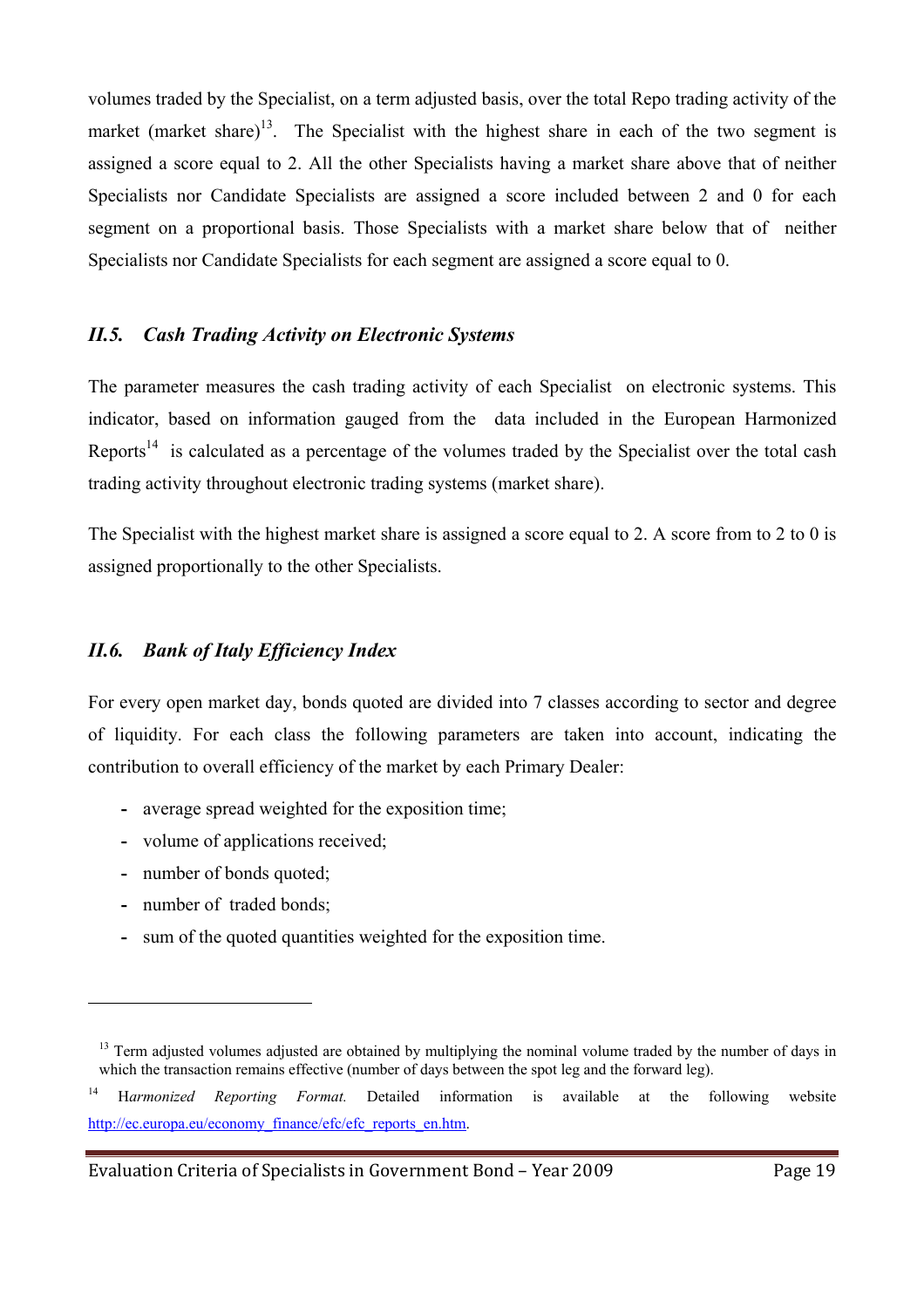volumes traded by the Specialist, on a term adjusted basis, over the total Repo trading activity of the market (market share)[13]. The Specialist with the highest share in each of the two segment is assigned a score equal to 2. All the other Specialists having a market share above that of neither Specialists nor Candidate Specialists are assigned a score included between 2 and 0 for each segment on a proportional basis. Those Specialists with a market share below that of neither Specialists nor Candidate Specialists for each segment are assigned a score equal to 0.

### *II.5. Cash Trading Activity on Electronic Systems*

The parameter measures the cash trading activity of each Specialist on electronic systems. This indicator, based on information gauged from the data included in the European Harmonized Reports[14] is calculated as a percentage of the volumes traded by the Specialist over the total cash trading activity throughout electronic trading systems (market share).

The Specialist with the highest market share is assigned a score equal to 2. A score from to 2 to 0 is assigned proportionally to the other Specialists.

### *II.6. Bank of Italy Efficiency Index*

For every open market day, bonds quoted are divided into 7 classes according to sector and degree of liquidity. For each class the following parameters are taken into account, indicating the contribution to overall efficiency of the market by each Primary Dealer:

- average spread weighted for the exposition time;
- volume of applications received;
- number of bonds quoted;
- number of traded bonds;
- sum of the quoted quantities weighted for the exposition time.

---

[13] Term adjusted volumes adjusted are obtained by multiplying the nominal volume traded by the number of days in which the transaction remains effective (number of days between the spot leg and the forward leg).

[14] H*armonized Reporting Format.* Detailed information is available at the following website http://ec.europa.eu/economy_finance/efc/efc_reports_en.htm.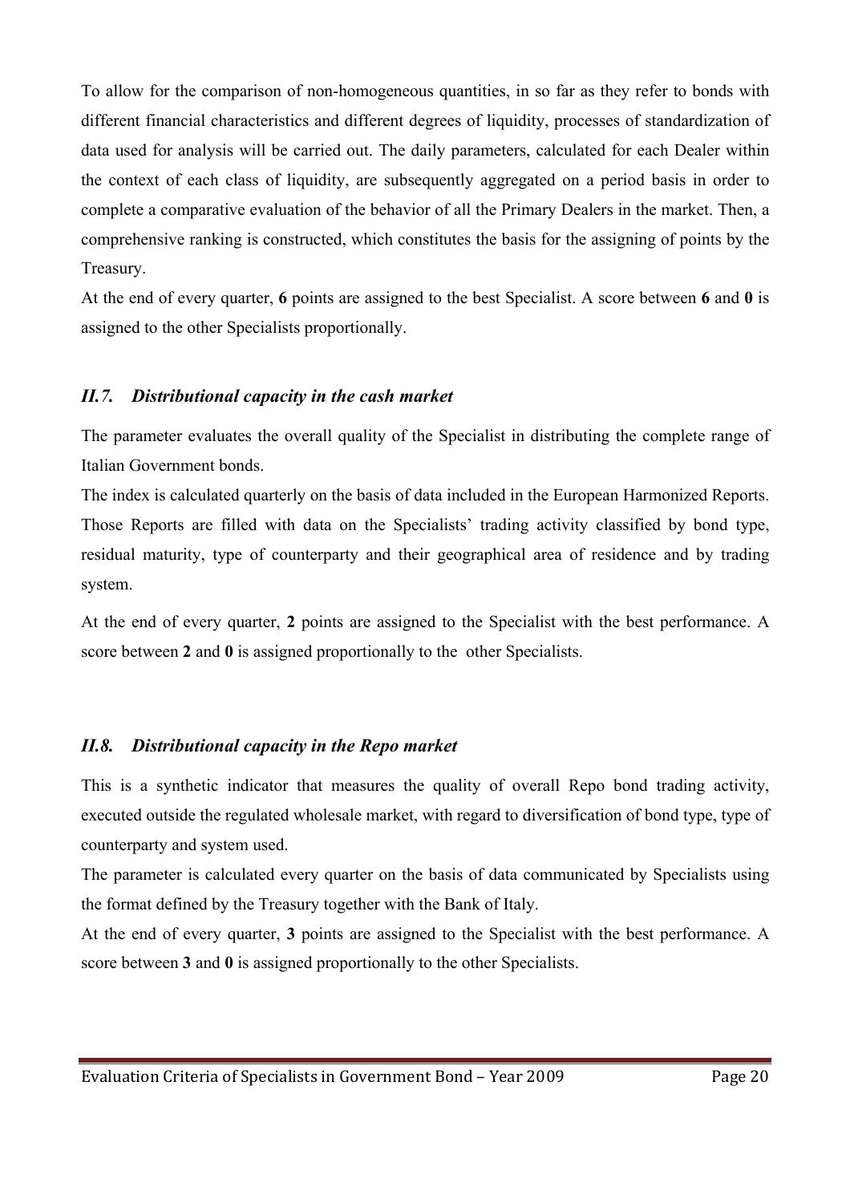To allow for the comparison of non-homogeneous quantities, in so far as they refer to bonds with different financial characteristics and different degrees of liquidity, processes of standardization of data used for analysis will be carried out. The daily parameters, calculated for each Dealer within the context of each class of liquidity, are subsequently aggregated on a period basis in order to complete a comparative evaluation of the behavior of all the Primary Dealers in the market. Then, a comprehensive ranking is constructed, which constitutes the basis for the assigning of points by the Treasury.

At the end of every quarter, **6** points are assigned to the best Specialist. A score between **6** and **0** is assigned to the other Specialists proportionally.

### *II.7. Distributional capacity in the cash market*

The parameter evaluates the overall quality of the Specialist in distributing the complete range of Italian Government bonds.

The index is calculated quarterly on the basis of data included in the European Harmonized Reports. Those Reports are filled with data on the Specialists' trading activity classified by bond type, residual maturity, type of counterparty and their geographical area of residence and by trading system.

At the end of every quarter, **2** points are assigned to the Specialist with the best performance. A score between **2** and **0** is assigned proportionally to the other Specialists.

### *II.8. Distributional capacity in the Repo market*

This is a synthetic indicator that measures the quality of overall Repo bond trading activity, executed outside the regulated wholesale market, with regard to diversification of bond type, type of counterparty and system used.

The parameter is calculated every quarter on the basis of data communicated by Specialists using the format defined by the Treasury together with the Bank of Italy.

At the end of every quarter, **3** points are assigned to the Specialist with the best performance. A score between **3** and **0** is assigned proportionally to the other Specialists.